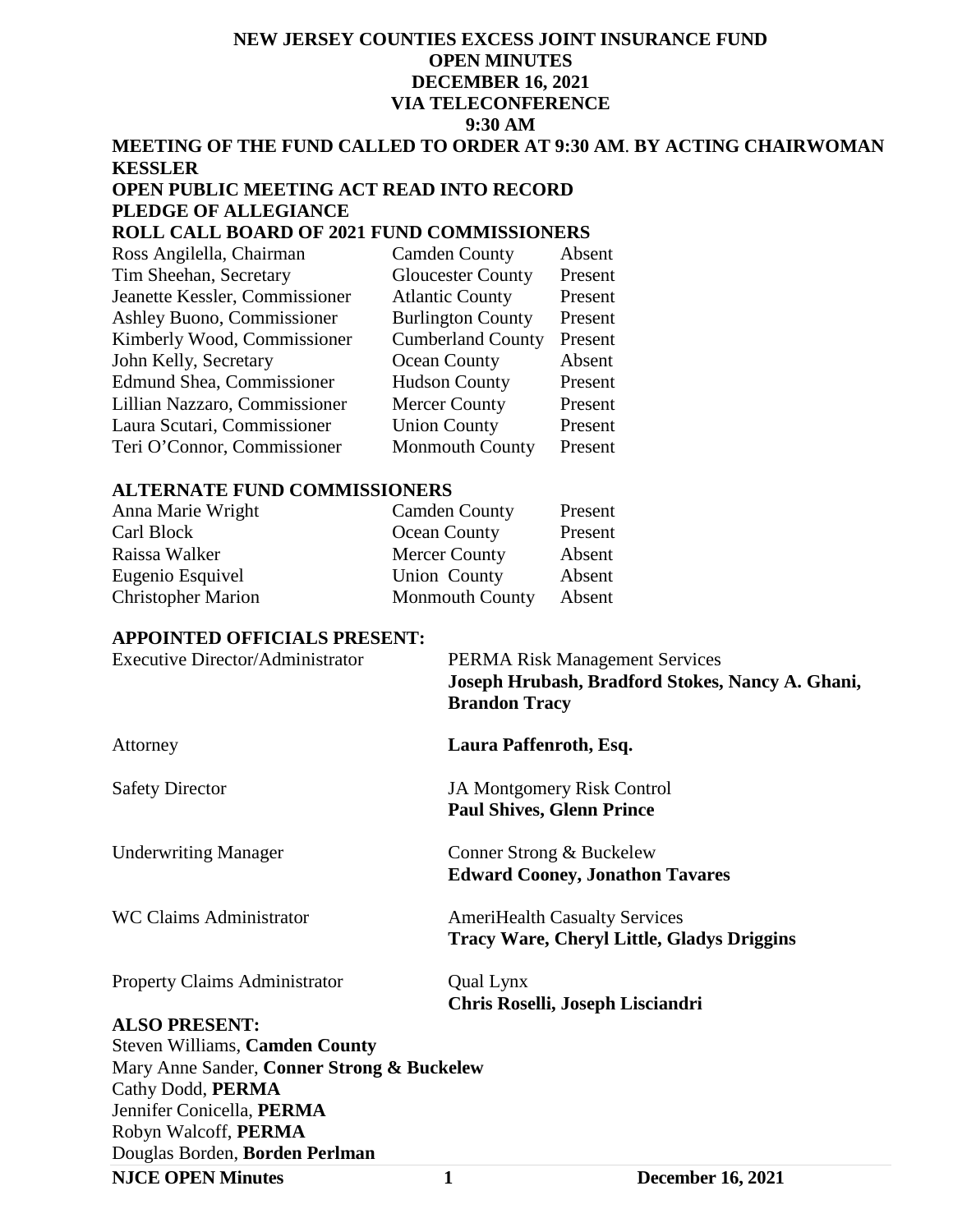# NEW JERSEY COUNTIES EXCESS JOINT INSURANCE FUND
## OPEN MINUTES
## DECEMBER 16, 2021
## VIA TELECONFERENCE
## 9:30 AM

**MEETING OF THE FUND CALLED TO ORDER AT 9:30 AM. BY ACTING CHAIRWOMAN KESSLER**

**OPEN PUBLIC MEETING ACT READ INTO RECORD**

**PLEDGE OF ALLEGIANCE**

**ROLL CALL BOARD OF 2021 FUND COMMISSIONERS**

| | | |
|---|---|---|
| Ross Angilella, Chairman | Camden County | Absent |
| Tim Sheehan, Secretary | Gloucester County | Present |
| Jeanette Kessler, Commissioner | Atlantic County | Present |
| Ashley Buono, Commissioner | Burlington County | Present |
| Kimberly Wood, Commissioner | Cumberland County | Present |
| John Kelly, Secretary | Ocean County | Absent |
| Edmund Shea, Commissioner | Hudson County | Present |
| Lillian Nazzaro, Commissioner | Mercer County | Present |
| Laura Scutari, Commissioner | Union County | Present |
| Teri O'Connor, Commissioner | Monmouth County | Present |

**ALTERNATE FUND COMMISSIONERS**

| | | |
|---|---|---|
| Anna Marie Wright | Camden County | Present |
| Carl Block | Ocean County | Present |
| Raissa Walker | Mercer County | Absent |
| Eugenio Esquivel | Union County | Absent |
| Christopher Marion | Monmouth County | Absent |

**APPOINTED OFFICIALS PRESENT:**

| | |
|---|---|
| Executive Director/Administrator | PERMA Risk Management Services<br>**Joseph Hrubash, Bradford Stokes, Nancy A. Ghani, Brandon Tracy** |
| Attorney | **Laura Paffenroth, Esq.** |
| Safety Director | JA Montgomery Risk Control<br>**Paul Shives, Glenn Prince** |
| Underwriting Manager | Conner Strong & Buckelew<br>**Edward Cooney, Jonathon Tavares** |
| WC Claims Administrator | AmeriHealth Casualty Services<br>**Tracy Ware, Cheryl Little, Gladys Driggins** |
| Property Claims Administrator | Qual Lynx<br>**Chris Roselli, Joseph Lisciandri** |

**ALSO PRESENT:**

Steven Williams, **Camden County**
Mary Anne Sander, **Conner Strong & Buckelew**
Cathy Dodd, **PERMA**
Jennifer Conicella, **PERMA**
Robyn Walcoff, **PERMA**
Douglas Borden, **Borden Perlman**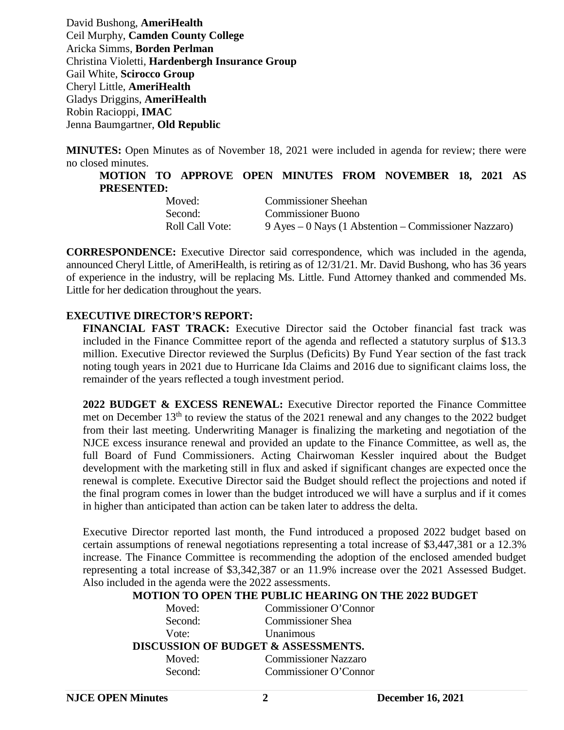David Bushong, **AmeriHealth**
Ceil Murphy, **Camden County College**
Aricka Simms, **Borden Perlman**
Christina Violetti, **Hardenbergh Insurance Group**
Gail White, **Scirocco Group**
Cheryl Little, **AmeriHealth**
Gladys Driggins, **AmeriHealth**
Robin Racioppi, **IMAC**
Jenna Baumgartner, **Old Republic**

**MINUTES:** Open Minutes as of November 18, 2021 were included in agenda for review; there were no closed minutes.

**MOTION TO APPROVE OPEN MINUTES FROM NOVEMBER 18, 2021 AS PRESENTED:**

| | |
|---|---|
| Moved: | Commissioner Sheehan |
| Second: | Commissioner Buono |
| Roll Call Vote: | 9 Ayes – 0 Nays (1 Abstention – Commissioner Nazzaro) |

**CORRESPONDENCE:** Executive Director said correspondence, which was included in the agenda, announced Cheryl Little, of AmeriHealth, is retiring as of 12/31/21. Mr. David Bushong, who has 36 years of experience in the industry, will be replacing Ms. Little. Fund Attorney thanked and commended Ms. Little for her dedication throughout the years.

**EXECUTIVE DIRECTOR'S REPORT:**

**FINANCIAL FAST TRACK:** Executive Director said the October financial fast track was included in the Finance Committee report of the agenda and reflected a statutory surplus of $13.3 million. Executive Director reviewed the Surplus (Deficits) By Fund Year section of the fast track noting tough years in 2021 due to Hurricane Ida Claims and 2016 due to significant claims loss, the remainder of the years reflected a tough investment period.

**2022 BUDGET & EXCESS RENEWAL:** Executive Director reported the Finance Committee met on December 13th to review the status of the 2021 renewal and any changes to the 2022 budget from their last meeting. Underwriting Manager is finalizing the marketing and negotiation of the NJCE excess insurance renewal and provided an update to the Finance Committee, as well as, the full Board of Fund Commissioners. Acting Chairwoman Kessler inquired about the Budget development with the marketing still in flux and asked if significant changes are expected once the renewal is complete. Executive Director said the Budget should reflect the projections and noted if the final program comes in lower than the budget introduced we will have a surplus and if it comes in higher than anticipated than action can be taken later to address the delta.

Executive Director reported last month, the Fund introduced a proposed 2022 budget based on certain assumptions of renewal negotiations representing a total increase of $3,447,381 or a 12.3% increase. The Finance Committee is recommending the adoption of the enclosed amended budget representing a total increase of $3,342,387 or an 11.9% increase over the 2021 Assessed Budget. Also included in the agenda were the 2022 assessments.

**MOTION TO OPEN THE PUBLIC HEARING ON THE 2022 BUDGET**

| | |
|---|---|
| Moved: | Commissioner O'Connor |
| Second: | Commissioner Shea |
| Vote: | Unanimous |

**DISCUSSION OF BUDGET & ASSESSMENTS.**

| | |
|---|---|
| Moved: | Commissioner Nazzaro |
| Second: | Commissioner O'Connor |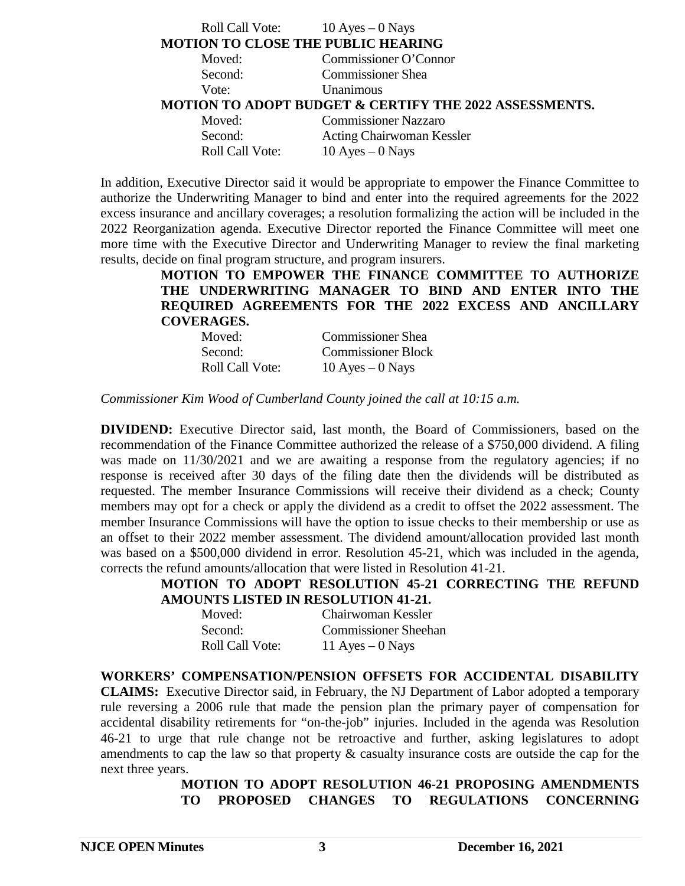Roll Call Vote: 10 Ayes – 0 Nays

**MOTION TO CLOSE THE PUBLIC HEARING**

Moved: Commissioner O'Connor
Second: Commissioner Shea
Vote: Unanimous

**MOTION TO ADOPT BUDGET & CERTIFY THE 2022 ASSESSMENTS.**

Moved: Commissioner Nazzaro
Second: Acting Chairwoman Kessler
Roll Call Vote: 10 Ayes – 0 Nays

In addition, Executive Director said it would be appropriate to empower the Finance Committee to authorize the Underwriting Manager to bind and enter into the required agreements for the 2022 excess insurance and ancillary coverages; a resolution formalizing the action will be included in the 2022 Reorganization agenda. Executive Director reported the Finance Committee will meet one more time with the Executive Director and Underwriting Manager to review the final marketing results, decide on final program structure, and program insurers.

**MOTION TO EMPOWER THE FINANCE COMMITTEE TO AUTHORIZE THE UNDERWRITING MANAGER TO BIND AND ENTER INTO THE REQUIRED AGREEMENTS FOR THE 2022 EXCESS AND ANCILLARY COVERAGES.**

Moved: Commissioner Shea
Second: Commissioner Block
Roll Call Vote: 10 Ayes – 0 Nays

*Commissioner Kim Wood of Cumberland County joined the call at 10:15 a.m.*

**DIVIDEND:** Executive Director said, last month, the Board of Commissioners, based on the recommendation of the Finance Committee authorized the release of a $750,000 dividend. A filing was made on 11/30/2021 and we are awaiting a response from the regulatory agencies; if no response is received after 30 days of the filing date then the dividends will be distributed as requested. The member Insurance Commissions will receive their dividend as a check; County members may opt for a check or apply the dividend as a credit to offset the 2022 assessment. The member Insurance Commissions will have the option to issue checks to their membership or use as an offset to their 2022 member assessment. The dividend amount/allocation provided last month was based on a $500,000 dividend in error. Resolution 45-21, which was included in the agenda, corrects the refund amounts/allocation that were listed in Resolution 41-21.

**MOTION TO ADOPT RESOLUTION 45-21 CORRECTING THE REFUND AMOUNTS LISTED IN RESOLUTION 41-21.**

Moved: Chairwoman Kessler
Second: Commissioner Sheehan
Roll Call Vote: 11 Ayes – 0 Nays

**WORKERS' COMPENSATION/PENSION OFFSETS FOR ACCIDENTAL DISABILITY CLAIMS:** Executive Director said, in February, the NJ Department of Labor adopted a temporary rule reversing a 2006 rule that made the pension plan the primary payer of compensation for accidental disability retirements for "on-the-job" injuries. Included in the agenda was Resolution 46-21 to urge that rule change not be retroactive and further, asking legislatures to adopt amendments to cap the law so that property & casualty insurance costs are outside the cap for the next three years.

**MOTION TO ADOPT RESOLUTION 46-21 PROPOSING AMENDMENTS TO PROPOSED CHANGES TO REGULATIONS CONCERNING**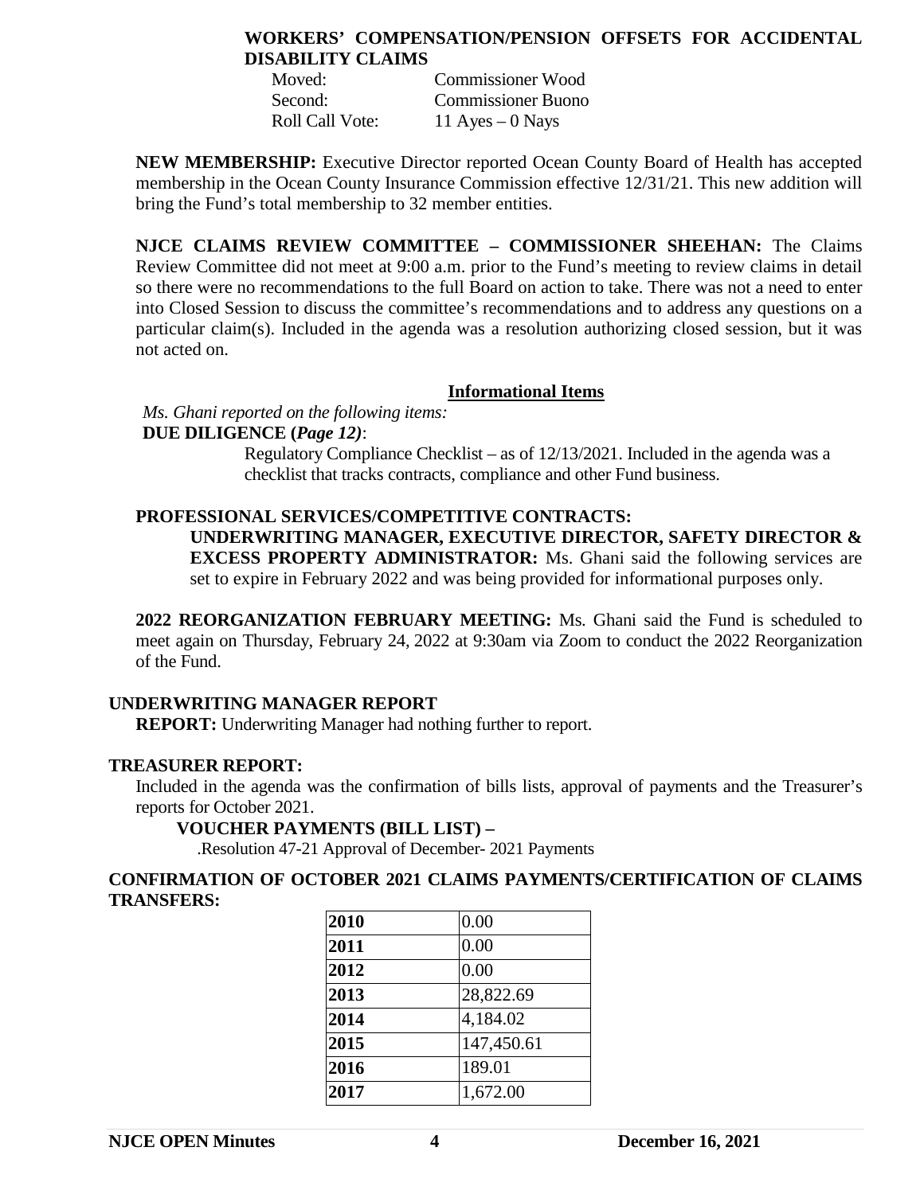**WORKERS' COMPENSATION/PENSION OFFSETS FOR ACCIDENTAL DISABILITY CLAIMS**

Moved: Commissioner Wood
Second: Commissioner Buono
Roll Call Vote: 11 Ayes – 0 Nays

**NEW MEMBERSHIP:** Executive Director reported Ocean County Board of Health has accepted membership in the Ocean County Insurance Commission effective 12/31/21. This new addition will bring the Fund's total membership to 32 member entities.

**NJCE CLAIMS REVIEW COMMITTEE – COMMISSIONER SHEEHAN:** The Claims Review Committee did not meet at 9:00 a.m. prior to the Fund's meeting to review claims in detail so there were no recommendations to the full Board on action to take. There was not a need to enter into Closed Session to discuss the committee's recommendations and to address any questions on a particular claim(s). Included in the agenda was a resolution authorizing closed session, but it was not acted on.

## Informational Items

*Ms. Ghani reported on the following items:*

**DUE DILIGENCE (*Page 12*)**:

Regulatory Compliance Checklist – as of 12/13/2021. Included in the agenda was a checklist that tracks contracts, compliance and other Fund business.

**PROFESSIONAL SERVICES/COMPETITIVE CONTRACTS:**

**UNDERWRITING MANAGER, EXECUTIVE DIRECTOR, SAFETY DIRECTOR & EXCESS PROPERTY ADMINISTRATOR:** Ms. Ghani said the following services are set to expire in February 2022 and was being provided for informational purposes only.

**2022 REORGANIZATION FEBRUARY MEETING:** Ms. Ghani said the Fund is scheduled to meet again on Thursday, February 24, 2022 at 9:30am via Zoom to conduct the 2022 Reorganization of the Fund.

## UNDERWRITING MANAGER REPORT

**REPORT:** Underwriting Manager had nothing further to report.

## TREASURER REPORT:

Included in the agenda was the confirmation of bills lists, approval of payments and the Treasurer's reports for October 2021.

**VOUCHER PAYMENTS (BILL LIST) –**

.Resolution 47-21 Approval of December- 2021 Payments

**CONFIRMATION OF OCTOBER 2021 CLAIMS PAYMENTS/CERTIFICATION OF CLAIMS TRANSFERS:**

| | |
|---|---|
| **2010** | 0.00 |
| **2011** | 0.00 |
| **2012** | 0.00 |
| **2013** | 28,822.69 |
| **2014** | 4,184.02 |
| **2015** | 147,450.61 |
| **2016** | 189.01 |
| **2017** | 1,672.00 |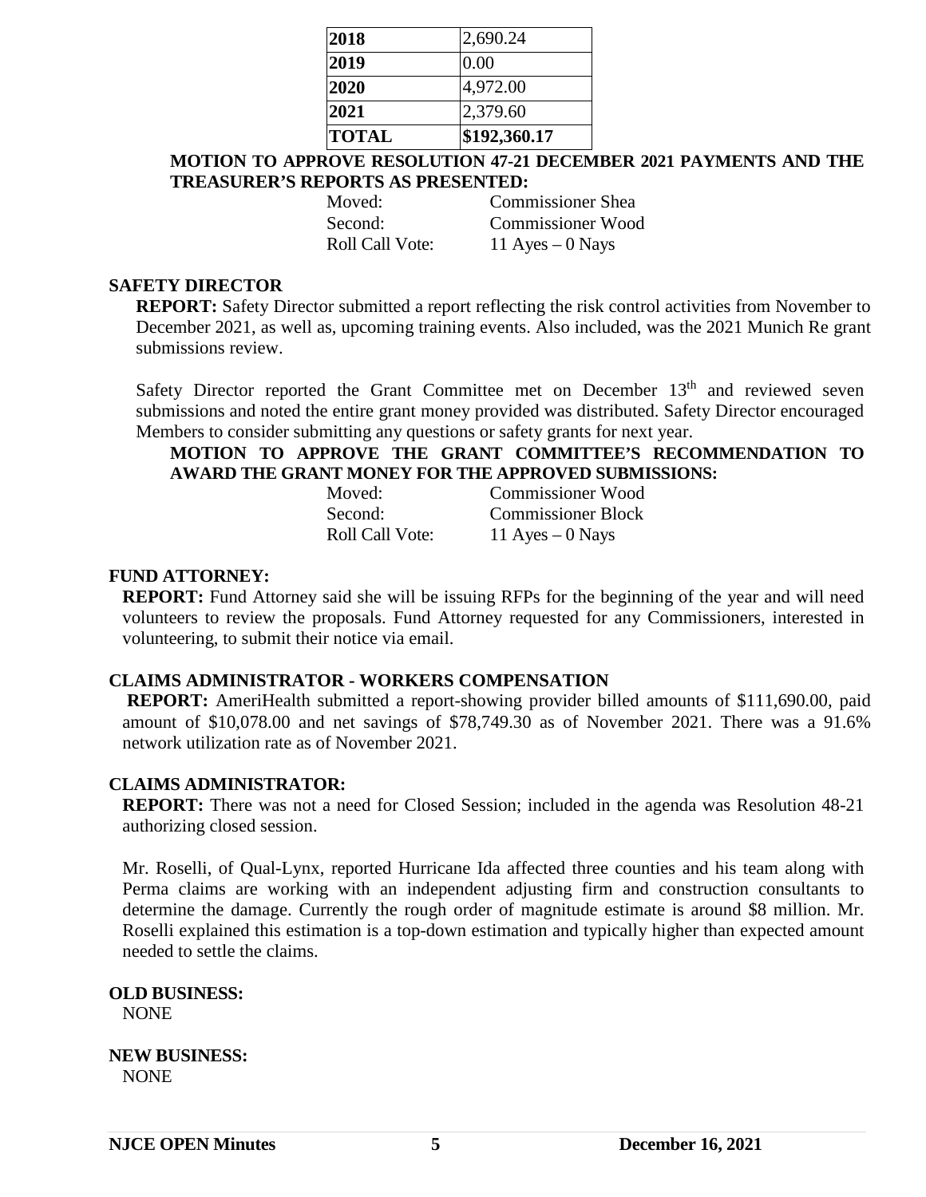| | |
|---|---|
| **2018** | 2,690.24 |
| **2019** | 0.00 |
| **2020** | 4,972.00 |
| **2021** | 2,379.60 |
| **TOTAL** | **$192,360.17** |

**MOTION TO APPROVE RESOLUTION 47-21 DECEMBER 2021 PAYMENTS AND THE TREASURER'S REPORTS AS PRESENTED:**

| | |
|---|---|
| Moved: | Commissioner Shea |
| Second: | Commissioner Wood |
| Roll Call Vote: | 11 Ayes – 0 Nays |

**SAFETY DIRECTOR**

**REPORT:** Safety Director submitted a report reflecting the risk control activities from November to December 2021, as well as, upcoming training events. Also included, was the 2021 Munich Re grant submissions review.

Safety Director reported the Grant Committee met on December 13th and reviewed seven submissions and noted the entire grant money provided was distributed. Safety Director encouraged Members to consider submitting any questions or safety grants for next year.

**MOTION TO APPROVE THE GRANT COMMITTEE'S RECOMMENDATION TO AWARD THE GRANT MONEY FOR THE APPROVED SUBMISSIONS:**

| | |
|---|---|
| Moved: | Commissioner Wood |
| Second: | Commissioner Block |
| Roll Call Vote: | 11 Ayes – 0 Nays |

**FUND ATTORNEY:**

**REPORT:** Fund Attorney said she will be issuing RFPs for the beginning of the year and will need volunteers to review the proposals. Fund Attorney requested for any Commissioners, interested in volunteering, to submit their notice via email.

**CLAIMS ADMINISTRATOR - WORKERS COMPENSATION**

**REPORT:** AmeriHealth submitted a report-showing provider billed amounts of $111,690.00, paid amount of $10,078.00 and net savings of $78,749.30 as of November 2021. There was a 91.6% network utilization rate as of November 2021.

**CLAIMS ADMINISTRATOR:**

**REPORT:** There was not a need for Closed Session; included in the agenda was Resolution 48-21 authorizing closed session.

Mr. Roselli, of Qual-Lynx, reported Hurricane Ida affected three counties and his team along with Perma claims are working with an independent adjusting firm and construction consultants to determine the damage. Currently the rough order of magnitude estimate is around $8 million. Mr. Roselli explained this estimation is a top-down estimation and typically higher than expected amount needed to settle the claims.

**OLD BUSINESS:**

NONE

**NEW BUSINESS:**

NONE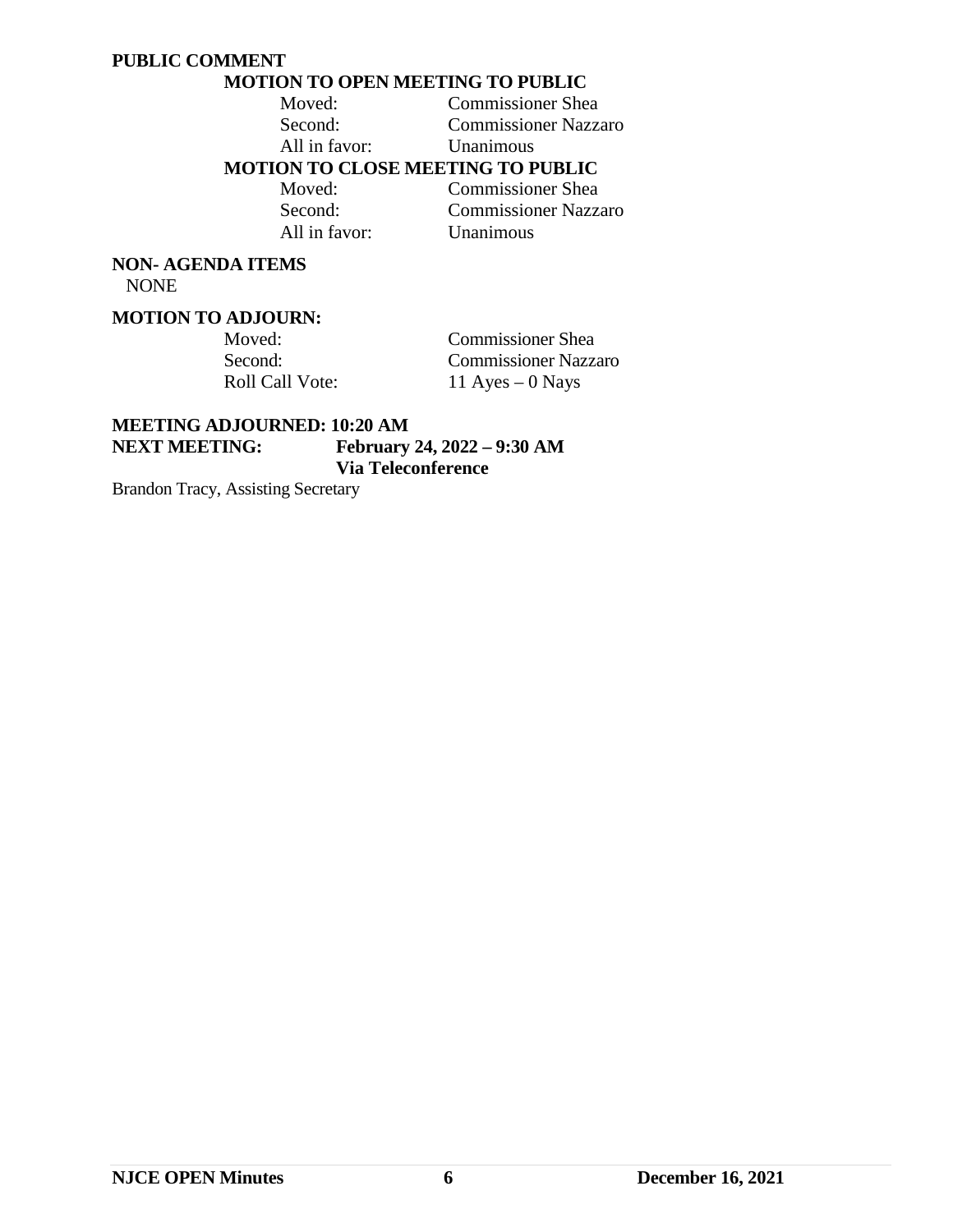**PUBLIC COMMENT**

**MOTION TO OPEN MEETING TO PUBLIC**

| | |
|---|---|
| Moved: | Commissioner Shea |
| Second: | Commissioner Nazzaro |
| All in favor: | Unanimous |

**MOTION TO CLOSE MEETING TO PUBLIC**

| | |
|---|---|
| Moved: | Commissioner Shea |
| Second: | Commissioner Nazzaro |
| All in favor: | Unanimous |

**NON- AGENDA ITEMS**

NONE

**MOTION TO ADJOURN:**

| | |
|---|---|
| Moved: | Commissioner Shea |
| Second: | Commissioner Nazzaro |
| Roll Call Vote: | 11 Ayes – 0 Nays |

**MEETING ADJOURNED: 10:20 AM**

**NEXT MEETING: February 24, 2022 – 9:30 AM**
**Via Teleconference**

Brandon Tracy, Assisting Secretary